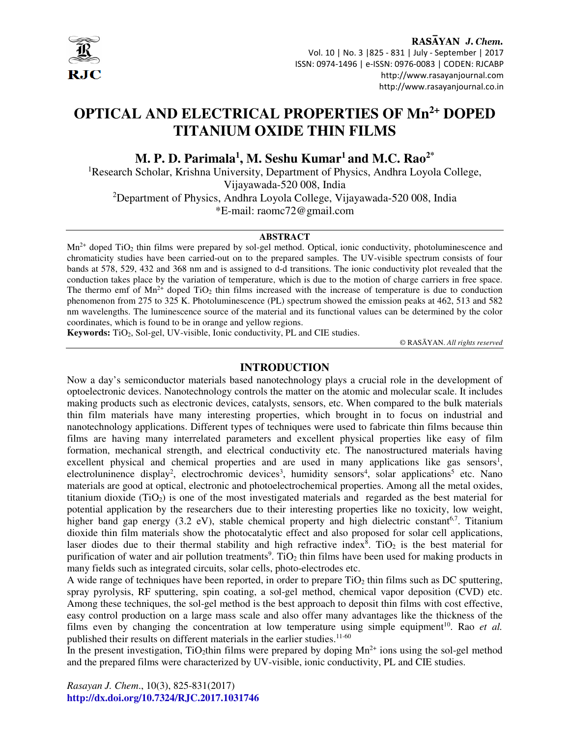# OPTICAL AND ELECTRICAL PROPERTIES OF $Mn^{2+}$ DOPED TITANIUM OXIDE THIN FILMS

**M. P. D. Parimala[1], M. Seshu Kumar[1] and M.C. Rao[2*]**

[1]Research Scholar, Krishna University, Department of Physics, Andhra Loyola College, Vijayawada-520 008, India

[2]Department of Physics, Andhra Loyola College, Vijayawada-520 008, India

*E-mail: raomc72@gmail.com

## ABSTRACT

$Mn^{2+}$ doped $TiO_2$ thin films were prepared by sol-gel method. Optical, ionic conductivity, photoluminescence and chromaticity studies have been carried-out on to the prepared samples. The UV-visible spectrum consists of four bands at 578, 529, 432 and 368 nm and is assigned to d-d transitions. The ionic conductivity plot revealed that the conduction takes place by the variation of temperature, which is due to the motion of charge carriers in free space. The thermo emf of $Mn^{2+}$ doped $TiO_2$ thin films increased with the increase of temperature is due to conduction phenomenon from 275 to 325 K. Photoluminescence (PL) spectrum showed the emission peaks at 462, 513 and 582 nm wavelengths. The luminescence source of the material and its functional values can be determined by the color coordinates, which is found to be in orange and yellow regions.

**Keywords:** $TiO_2$, Sol-gel, UV-visible, Ionic conductivity, PL and CIE studies.

© RASĀYAN. *All rights reserved*

## INTRODUCTION

Now a day's semiconductor materials based nanotechnology plays a crucial role in the development of optoelectronic devices. Nanotechnology controls the matter on the atomic and molecular scale. It includes making products such as electronic devices, catalysts, sensors, etc. When compared to the bulk materials thin film materials have many interesting properties, which brought in to focus on industrial and nanotechnology applications. Different types of techniques were used to fabricate thin films because thin films are having many interrelated parameters and excellent physical properties like easy of film formation, mechanical strength, and electrical conductivity etc. The nanostructured materials having excellent physical and chemical properties and are used in many applications like gas sensors[1], electroluninence display[2], electrochromic devices[3], humidity sensors[4], solar applications[5] etc. Nano materials are good at optical, electronic and photoelectrochemical properties. Among all the metal oxides, titanium dioxide ($TiO_2$) is one of the most investigated materials and regarded as the best material for potential application by the researchers due to their interesting properties like no toxicity, low weight, higher band gap energy (3.2 eV), stable chemical property and high dielectric constant[6,7]. Titanium dioxide thin film materials show the photocatalytic effect and also proposed for solar cell applications, laser diodes due to their thermal stability and high refractive index[8]. $TiO_2$ is the best material for purification of water and air pollution treatments[9]. $TiO_2$ thin films have been used for making products in many fields such as integrated circuits, solar cells, photo-electrodes etc.

A wide range of techniques have been reported, in order to prepare $TiO_2$ thin films such as DC sputtering, spray pyrolysis, RF sputtering, spin coating, a sol-gel method, chemical vapor deposition (CVD) etc. Among these techniques, the sol-gel method is the best approach to deposit thin films with cost effective, easy control production on a large mass scale and also offer many advantages like the thickness of the films even by changing the concentration at low temperature using simple equipment[10]. Rao *et al.* published their results on different materials in the earlier studies.[11-60]

In the present investigation, $TiO_2$thin films were prepared by doping $Mn^{2+}$ ions using the sol-gel method and the prepared films were characterized by UV-visible, ionic conductivity, PL and CIE studies.

*Rasayan J. Chem.*, 10(3), 825-831(2017)

**http://dx.doi.org/10.7324/RJC.2017.1031746**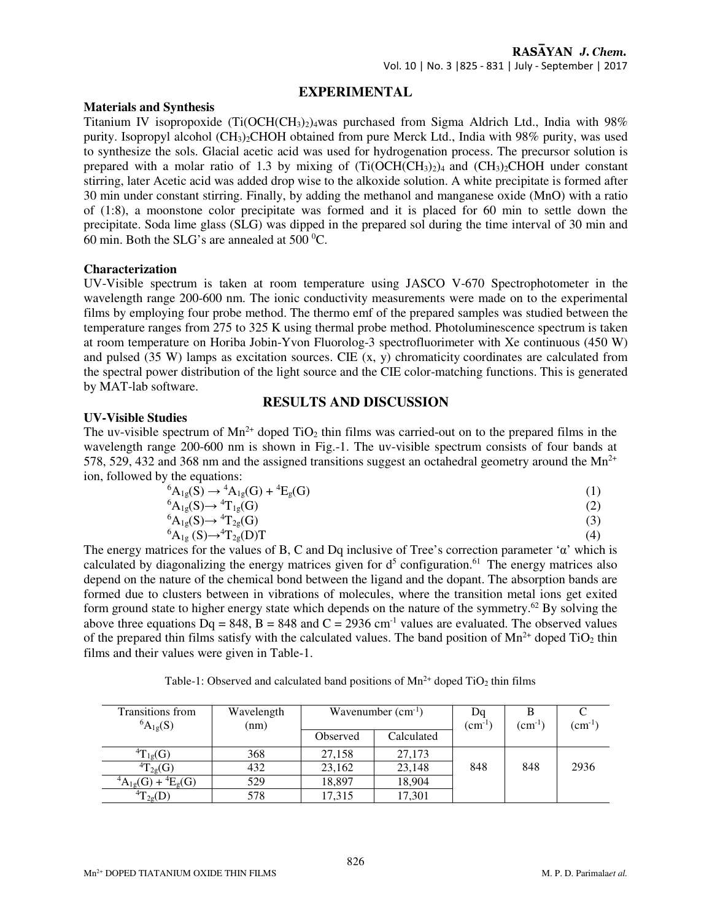## EXPERIMENTAL

### Materials and Synthesis

Titanium IV isopropoxide ($Ti(OCH(CH_3)_2)_4$was purchased from Sigma Aldrich Ltd., India with 98% purity. Isopropyl alcohol $(CH_3)_2CHOH$ obtained from pure Merck Ltd., India with 98% purity, was used to synthesize the sols. Glacial acetic acid was used for hydrogenation process. The precursor solution is prepared with a molar ratio of 1.3 by mixing of ($Ti(OCH(CH_3)_2)_4$ and $(CH_3)_2CHOH$ under constant stirring, later Acetic acid was added drop wise to the alkoxide solution. A white precipitate is formed after 30 min under constant stirring. Finally, by adding the methanol and manganese oxide (MnO) with a ratio of (1:8), a moonstone color precipitate was formed and it is placed for 60 min to settle down the precipitate. Soda lime glass (SLG) was dipped in the prepared sol during the time interval of 30 min and 60 min. Both the SLG's are annealed at 500 $^0$C.

### Characterization

UV-Visible spectrum is taken at room temperature using JASCO V-670 Spectrophotometer in the wavelength range 200-600 nm. The ionic conductivity measurements were made on to the experimental films by employing four probe method. The thermo emf of the prepared samples was studied between the temperature ranges from 275 to 325 K using thermal probe method. Photoluminescence spectrum is taken at room temperature on Horiba Jobin-Yvon Fluorolog-3 spectrofluorimeter with Xe continuous (450 W) and pulsed (35 W) lamps as excitation sources. CIE (x, y) chromaticity coordinates are calculated from the spectral power distribution of the light source and the CIE color-matching functions. This is generated by MAT-lab software.

## RESULTS AND DISCUSSION

### UV-Visible Studies

The uv-visible spectrum of $Mn^{2+}$ doped $TiO_2$ thin films was carried-out on to the prepared films in the wavelength range 200-600 nm is shown in Fig.-1. The uv-visible spectrum consists of four bands at 578, 529, 432 and 368 nm and the assigned transitions suggest an octahedral geometry around the $Mn^{2+}$ ion, followed by the equations:

$$^6A_{1g}(S) \rightarrow {}^4A_{1g}(G) + {}^4E_g(G) \quad (1)$$

$$^6A_{1g}(S) \rightarrow {}^4T_{1g}(G) \quad (2)$$

$$^6A_{1g}(S) \rightarrow {}^4T_{2g}(G) \quad (3)$$

$$^6A_{1g}(S) \rightarrow {}^4T_{2g}(D)T \quad (4)$$

The energy matrices for the values of B, C and Dq inclusive of Tree's correction parameter 'α' which is calculated by diagonalizing the energy matrices given for $d^5$ configuration.[61] The energy matrices also depend on the nature of the chemical bond between the ligand and the dopant. The absorption bands are formed due to clusters between in vibrations of molecules, where the transition metal ions get exited form ground state to higher energy state which depends on the nature of the symmetry.[62] By solving the above three equations Dq = 848, B = 848 and C = 2936 $cm^{-1}$ values are evaluated. The observed values of the prepared thin films satisfy with the calculated values. The band position of $Mn^{2+}$ doped $TiO_2$ thin films and their values were given in Table-1.

Table-1: Observed and calculated band positions of $Mn^{2+}$ doped $TiO_2$ thin films

| Transitions from $^6A_{1g}(S)$ | Wavelength (nm) | Wavenumber ($cm^{-1}$) | | Dq ($cm^{-1}$) | B ($cm^{-1}$) | C ($cm^{-1}$) |
|---|---|---|---|---|---|---|
| | | Observed | Calculated | | | |
| $^4T_{1g}(G)$ | 368 | 27,158 | 27,173 | 848 | 848 | 2936 |
| $^4T_{2g}(G)$ | 432 | 23,162 | 23,148 | | | |
| $^4A_{1g}(G) + {}^4E_g(G)$ | 529 | 18,897 | 18,904 | | | |
| $^4T_{2g}(D)$ | 578 | 17,315 | 17,301 | | | |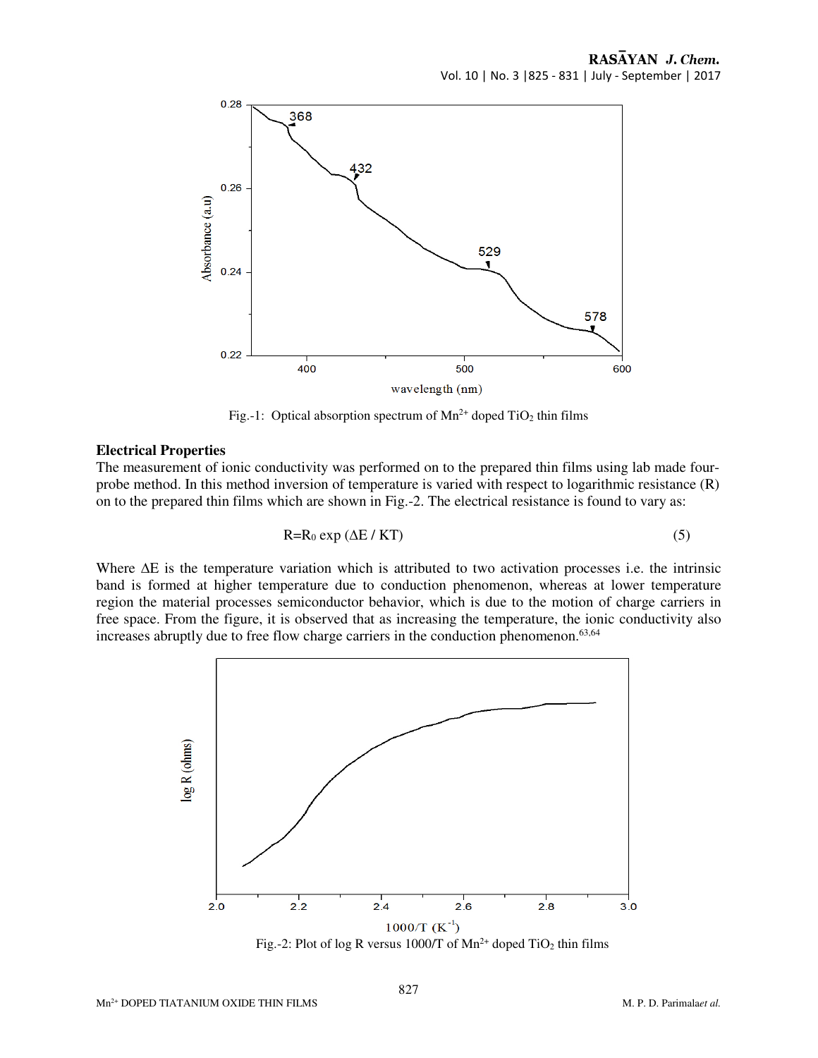Fig.-1: Optical absorption spectrum of $Mn^{2+}$ doped $TiO_2$ thin films

**Electrical Properties**

The measurement of ionic conductivity was performed on to the prepared thin films using lab made four-probe method. In this method inversion of temperature is varied with respect to logarithmic resistance (R) on to the prepared thin films which are shown in Fig.-2. The electrical resistance is found to vary as:

$$R=R_0 \exp (\Delta E / KT) \qquad (5)$$

Where ΔE is the temperature variation which is attributed to two activation processes i.e. the intrinsic band is formed at higher temperature due to conduction phenomenon, whereas at lower temperature region the material processes semiconductor behavior, which is due to the motion of charge carriers in free space. From the figure, it is observed that as increasing the temperature, the ionic conductivity also increases abruptly due to free flow charge carriers in the conduction phenomenon.[63,64]

Fig.-2: Plot of log R versus 1000/T of $Mn^{2+}$ doped $TiO_2$ thin films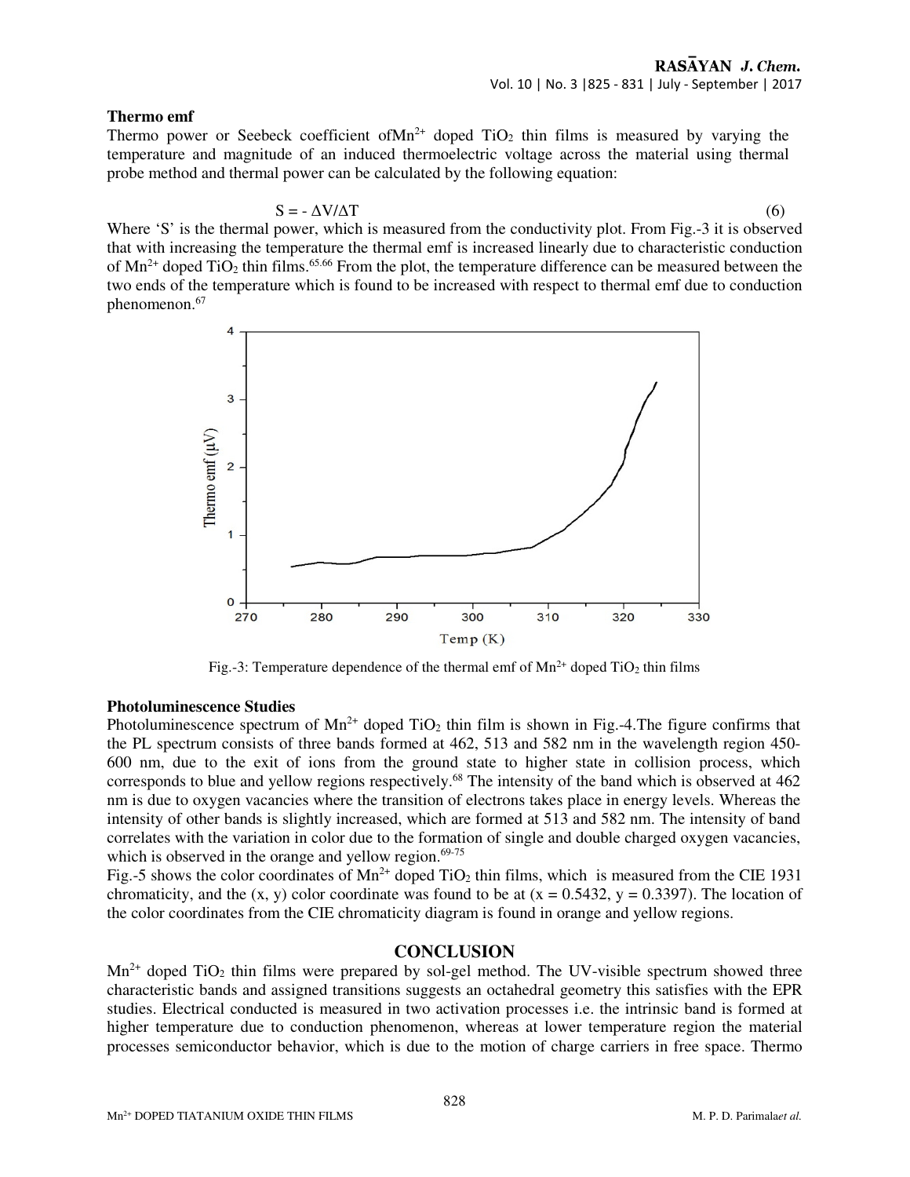### Thermo emf

Thermo power or Seebeck coefficient of $Mn^{2+}$ doped $TiO_2$ thin films is measured by varying the temperature and magnitude of an induced thermoelectric voltage across the material using thermal probe method and thermal power can be calculated by the following equation:

$$S = -\Delta V/\Delta T \quad (6)$$

Where 'S' is the thermal power, which is measured from the conductivity plot. From Fig.-3 it is observed that with increasing the temperature the thermal emf is increased linearly due to characteristic conduction of $Mn^{2+}$ doped $TiO_2$ thin films.[65,66] From the plot, the temperature difference can be measured between the two ends of the temperature which is found to be increased with respect to thermal emf due to conduction phenomenon.[67]

Fig.-3: Temperature dependence of the thermal emf of $Mn^{2+}$ doped $TiO_2$ thin films

### Photoluminescence Studies

Photoluminescence spectrum of $Mn^{2+}$ doped $TiO_2$ thin film is shown in Fig.-4.The figure confirms that the PL spectrum consists of three bands formed at 462, 513 and 582 nm in the wavelength region 450-600 nm, due to the exit of ions from the ground state to higher state in collision process, which corresponds to blue and yellow regions respectively.[68] The intensity of the band which is observed at 462 nm is due to oxygen vacancies where the transition of electrons takes place in energy levels. Whereas the intensity of other bands is slightly increased, which are formed at 513 and 582 nm. The intensity of band correlates with the variation in color due to the formation of single and double charged oxygen vacancies, which is observed in the orange and yellow region.[69-75]

Fig.-5 shows the color coordinates of $Mn^{2+}$ doped $TiO_2$ thin films, which is measured from the CIE 1931 chromaticity, and the (x, y) color coordinate was found to be at (x = 0.5432, y = 0.3397). The location of the color coordinates from the CIE chromaticity diagram is found in orange and yellow regions.

## CONCLUSION

$Mn^{2+}$ doped $TiO_2$ thin films were prepared by sol-gel method. The UV-visible spectrum showed three characteristic bands and assigned transitions suggests an octahedral geometry this satisfies with the EPR studies. Electrical conducted is measured in two activation processes i.e. the intrinsic band is formed at higher temperature due to conduction phenomenon, whereas at lower temperature region the material processes semiconductor behavior, which is due to the motion of charge carriers in free space. Thermo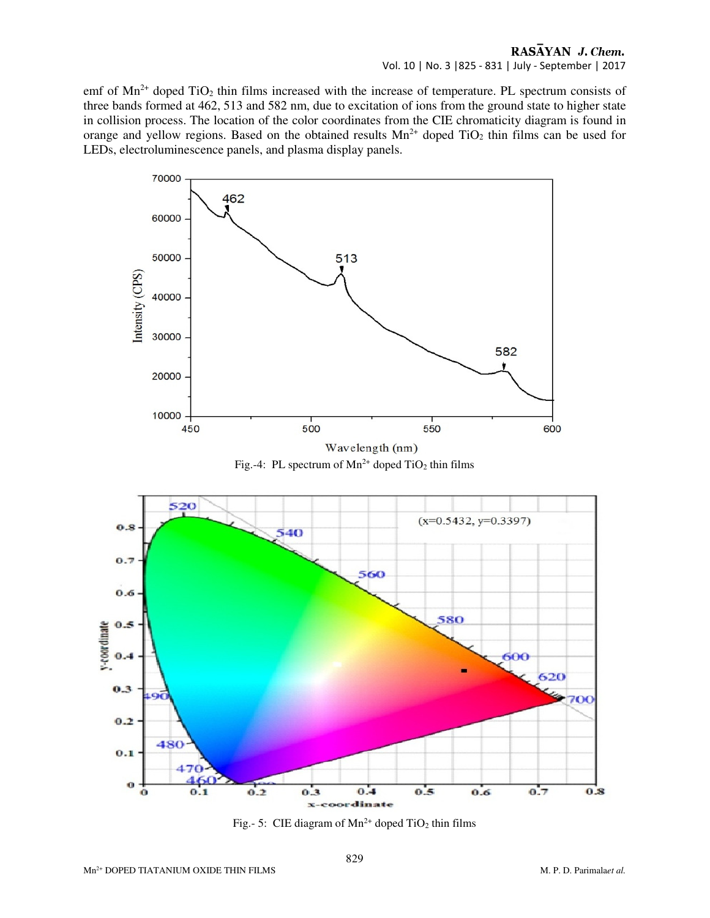emf of $Mn^{2+}$ doped $TiO_2$ thin films increased with the increase of temperature. PL spectrum consists of three bands formed at 462, 513 and 582 nm, due to excitation of ions from the ground state to higher state in collision process. The location of the color coordinates from the CIE chromaticity diagram is found in orange and yellow regions. Based on the obtained results $Mn^{2+}$ doped $TiO_2$ thin films can be used for LEDs, electroluminescence panels, and plasma display panels.

Fig.-4: PL spectrum of $Mn^{2+}$ doped $TiO_2$ thin films

Fig.- 5: CIE diagram of $Mn^{2+}$ doped $TiO_2$ thin films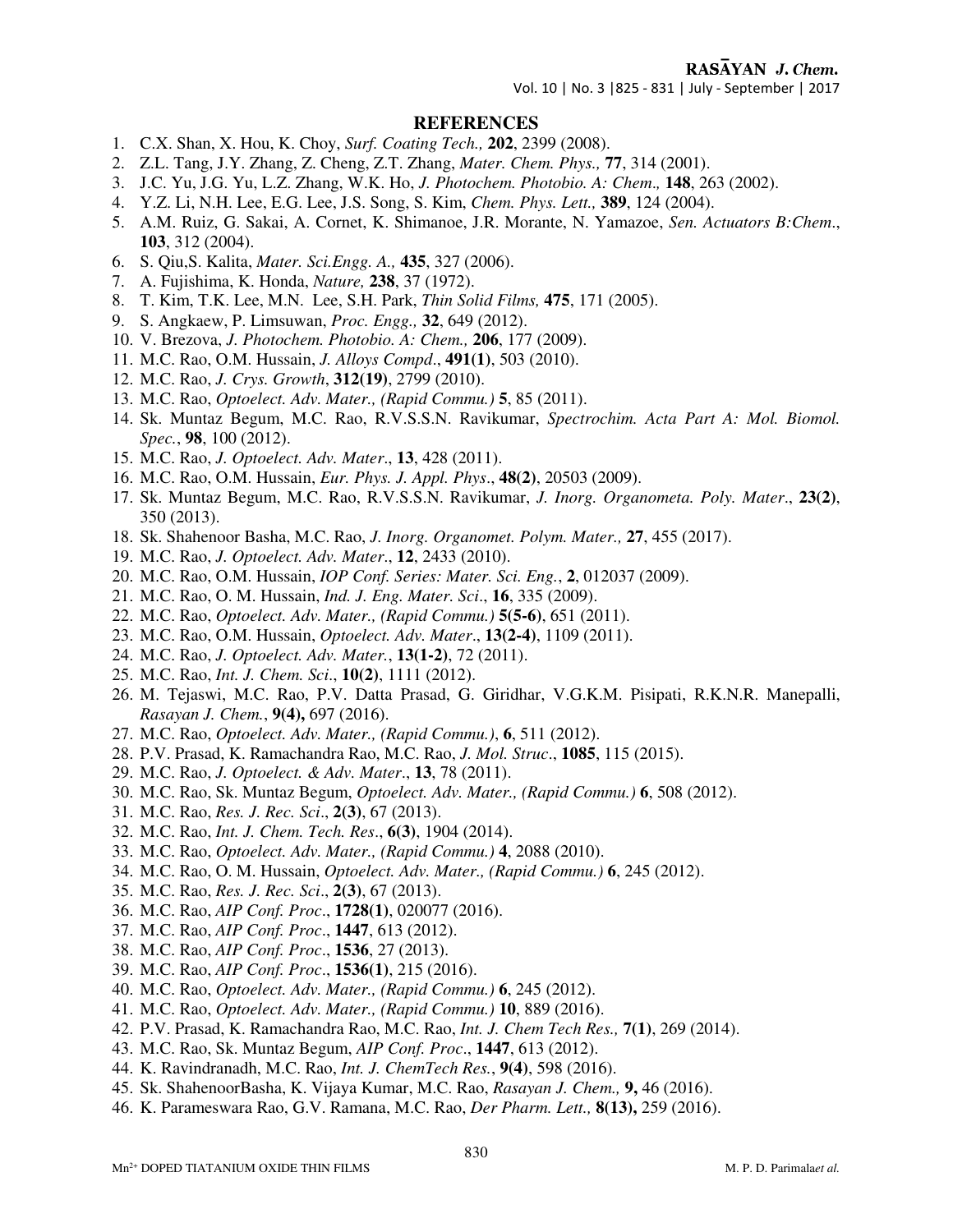## REFERENCES

1. C.X. Shan, X. Hou, K. Choy, *Surf. Coating Tech.,* **202**, 2399 (2008).
2. Z.L. Tang, J.Y. Zhang, Z. Cheng, Z.T. Zhang, *Mater. Chem. Phys.,* **77**, 314 (2001).
3. J.C. Yu, J.G. Yu, L.Z. Zhang, W.K. Ho, *J. Photochem. Photobio. A: Chem.,* **148**, 263 (2002).
4. Y.Z. Li, N.H. Lee, E.G. Lee, J.S. Song, S. Kim, *Chem. Phys. Lett.,* **389**, 124 (2004).
5. A.M. Ruiz, G. Sakai, A. Cornet, K. Shimanoe, J.R. Morante, N. Yamazoe, *Sen. Actuators B:Chem*., **103**, 312 (2004).
6. S. Qiu,S. Kalita, *Mater. Sci.Engg. A.,* **435**, 327 (2006).
7. A. Fujishima, K. Honda, *Nature,* **238**, 37 (1972).
8. T. Kim, T.K. Lee, M.N. Lee, S.H. Park, *Thin Solid Films,* **475**, 171 (2005).
9. S. Angkaew, P. Limsuwan, *Proc. Engg.,* **32**, 649 (2012).
10. V. Brezova, *J. Photochem. Photobio. A: Chem.,* **206**, 177 (2009).
11. M.C. Rao, O.M. Hussain, *J. Alloys Compd*., **491(1)**, 503 (2010).
12. M.C. Rao, *J. Crys. Growth*, **312(19)**, 2799 (2010).
13. M.C. Rao, *Optoelect. Adv. Mater., (Rapid Commu.)* **5**, 85 (2011).
14. Sk. Muntaz Begum, M.C. Rao, R.V.S.S.N. Ravikumar, *Spectrochim. Acta Part A: Mol. Biomol. Spec.*, **98**, 100 (2012).
15. M.C. Rao, *J. Optoelect. Adv. Mater*., **13**, 428 (2011).
16. M.C. Rao, O.M. Hussain, *Eur. Phys. J. Appl. Phys*., **48(2)**, 20503 (2009).
17. Sk. Muntaz Begum, M.C. Rao, R.V.S.S.N. Ravikumar, *J. Inorg. Organometa. Poly. Mater*., **23(2)**, 350 (2013).
18. Sk. Shahenoor Basha, M.C. Rao, *J. Inorg. Organomet. Polym. Mater.,* **27**, 455 (2017).
19. M.C. Rao, *J. Optoelect. Adv. Mater*., **12**, 2433 (2010).
20. M.C. Rao, O.M. Hussain, *IOP Conf. Series: Mater. Sci. Eng.*, **2**, 012037 (2009).
21. M.C. Rao, O. M. Hussain, *Ind. J. Eng. Mater. Sci*., **16**, 335 (2009).
22. M.C. Rao, *Optoelect. Adv. Mater., (Rapid Commu.)* **5(5-6)**, 651 (2011).
23. M.C. Rao, O.M. Hussain, *Optoelect. Adv. Mater*., **13(2-4)**, 1109 (2011).
24. M.C. Rao, *J. Optoelect. Adv. Mater.*, **13(1-2)**, 72 (2011).
25. M.C. Rao, *Int. J. Chem. Sci*., **10(2)**, 1111 (2012).
26. M. Tejaswi, M.C. Rao, P.V. Datta Prasad, G. Giridhar, V.G.K.M. Pisipati, R.K.N.R. Manepalli, *Rasayan J. Chem.*, **9(4),** 697 (2016).
27. M.C. Rao, *Optoelect. Adv. Mater., (Rapid Commu.)*, **6**, 511 (2012).
28. P.V. Prasad, K. Ramachandra Rao, M.C. Rao, *J. Mol. Struc*., **1085**, 115 (2015).
29. M.C. Rao, *J. Optoelect. & Adv. Mater*., **13**, 78 (2011).
30. M.C. Rao, Sk. Muntaz Begum, *Optoelect. Adv. Mater., (Rapid Commu.)* **6**, 508 (2012).
31. M.C. Rao, *Res. J. Rec. Sci*., **2(3)**, 67 (2013).
32. M.C. Rao, *Int. J. Chem. Tech. Res*., **6(3)**, 1904 (2014).
33. M.C. Rao, *Optoelect. Adv. Mater., (Rapid Commu.)* **4**, 2088 (2010).
34. M.C. Rao, O. M. Hussain, *Optoelect. Adv. Mater., (Rapid Commu.)* **6**, 245 (2012).
35. M.C. Rao, *Res. J. Rec. Sci*., **2(3)**, 67 (2013).
36. M.C. Rao, *AIP Conf. Proc*., **1728(1)**, 020077 (2016).
37. M.C. Rao, *AIP Conf. Proc*., **1447**, 613 (2012).
38. M.C. Rao, *AIP Conf. Proc*., **1536**, 27 (2013).
39. M.C. Rao, *AIP Conf. Proc*., **1536(1)**, 215 (2016).
40. M.C. Rao, *Optoelect. Adv. Mater., (Rapid Commu.)* **6**, 245 (2012).
41. M.C. Rao, *Optoelect. Adv. Mater., (Rapid Commu.)* **10**, 889 (2016).
42. P.V. Prasad, K. Ramachandra Rao, M.C. Rao, *Int. J. Chem Tech Res.,* **7(1)**, 269 (2014).
43. M.C. Rao, Sk. Muntaz Begum, *AIP Conf. Proc*., **1447**, 613 (2012).
44. K. Ravindranadh, M.C. Rao, *Int. J. ChemTech Res.*, **9(4)**, 598 (2016).
45. Sk. ShahenoorBasha, K. Vijaya Kumar, M.C. Rao, *Rasayan J. Chem.,* **9,** 46 (2016).
46. K. Parameswara Rao, G.V. Ramana, M.C. Rao, *Der Pharm. Lett.,* **8(13),** 259 (2016).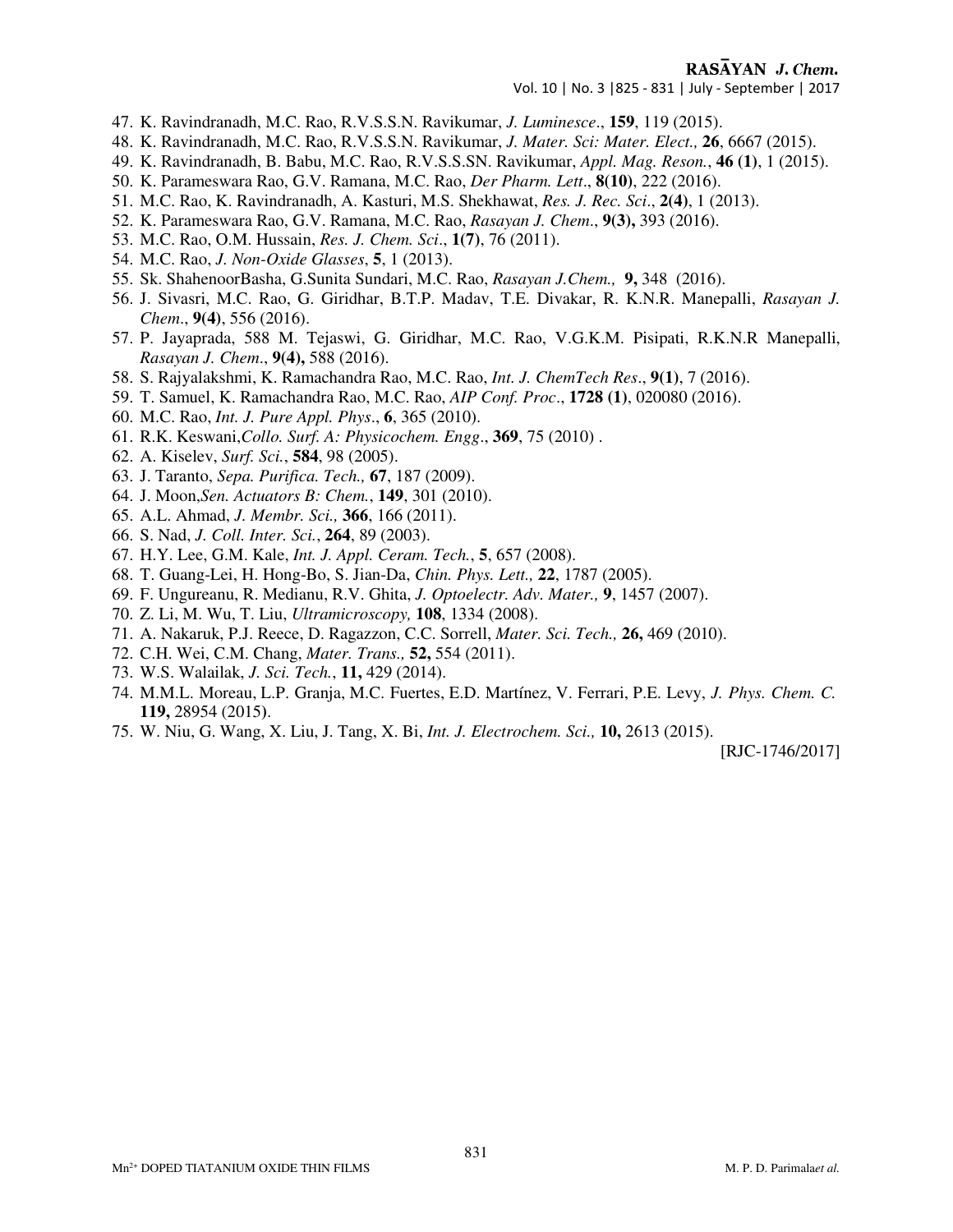47. K. Ravindranadh, M.C. Rao, R.V.S.S.N. Ravikumar, *J. Luminesce*., **159**, 119 (2015).
48. K. Ravindranadh, M.C. Rao, R.V.S.S.N. Ravikumar, *J. Mater. Sci: Mater. Elect.,* **26**, 6667 (2015).
49. K. Ravindranadh, B. Babu, M.C. Rao, R.V.S.S.SN. Ravikumar, *Appl. Mag. Reson.*, **46 (1)**, 1 (2015).
50. K. Parameswara Rao, G.V. Ramana, M.C. Rao, *Der Pharm. Lett*., **8(10)**, 222 (2016).
51. M.C. Rao, K. Ravindranadh, A. Kasturi, M.S. Shekhawat, *Res. J. Rec. Sci*., **2(4)**, 1 (2013).
52. K. Parameswara Rao, G.V. Ramana, M.C. Rao, *Rasayan J. Chem*., **9(3),** 393 (2016).
53. M.C. Rao, O.M. Hussain, *Res. J. Chem. Sci*., **1(7)**, 76 (2011).
54. M.C. Rao, *J. Non-Oxide Glasses*, **5**, 1 (2013).
55. Sk. ShahenoorBasha, G.Sunita Sundari, M.C. Rao, *Rasayan J.Chem.,* **9,** 348 (2016).
56. J. Sivasri, M.C. Rao, G. Giridhar, B.T.P. Madav, T.E. Divakar, R. K.N.R. Manepalli, *Rasayan J. Chem*., **9(4)**, 556 (2016).
57. P. Jayaprada, 588 M. Tejaswi, G. Giridhar, M.C. Rao, V.G.K.M. Pisipati, R.K.N.R Manepalli, *Rasayan J. Chem*., **9(4),** 588 (2016).
58. S. Rajyalakshmi, K. Ramachandra Rao, M.C. Rao, *Int. J. ChemTech Res*., **9(1)**, 7 (2016).
59. T. Samuel, K. Ramachandra Rao, M.C. Rao, *AIP Conf. Proc*., **1728 (1)**, 020080 (2016).
60. M.C. Rao, *Int. J. Pure Appl. Phys*., **6**, 365 (2010).
61. R.K. Keswani,*Collo. Surf. A: Physicochem. Engg*., **369**, 75 (2010) .
62. A. Kiselev, *Surf. Sci.*, **584**, 98 (2005).
63. J. Taranto, *Sepa. Purifica. Tech.,* **67**, 187 (2009).
64. J. Moon,*Sen. Actuators B: Chem.*, **149**, 301 (2010).
65. A.L. Ahmad, *J. Membr. Sci.,* **366**, 166 (2011).
66. S. Nad, *J. Coll. Inter. Sci.*, **264**, 89 (2003).
67. H.Y. Lee, G.M. Kale, *Int. J. Appl. Ceram. Tech.*, **5**, 657 (2008).
68. T. Guang-Lei, H. Hong-Bo, S. Jian-Da, *Chin. Phys. Lett.,* **22**, 1787 (2005).
69. F. Ungureanu, R. Medianu, R.V. Ghita, *J. Optoelectr. Adv. Mater.,* **9**, 1457 (2007).
70. Z. Li, M. Wu, T. Liu, *Ultramicroscopy,* **108**, 1334 (2008).
71. A. Nakaruk, P.J. Reece, D. Ragazzon, C.C. Sorrell, *Mater. Sci. Tech.,* **26,** 469 (2010).
72. C.H. Wei, C.M. Chang, *Mater. Trans.,* **52,** 554 (2011).
73. W.S. Walailak, *J. Sci. Tech.*, **11,** 429 (2014).
74. M.M.L. Moreau, L.P. Granja, M.C. Fuertes, E.D. Martínez, V. Ferrari, P.E. Levy, *J. Phys. Chem. C.* **119,** 28954 (2015).
75. W. Niu, G. Wang, X. Liu, J. Tang, X. Bi, *Int. J. Electrochem. Sci.,* **10,** 2613 (2015).

[RJC-1746/2017]